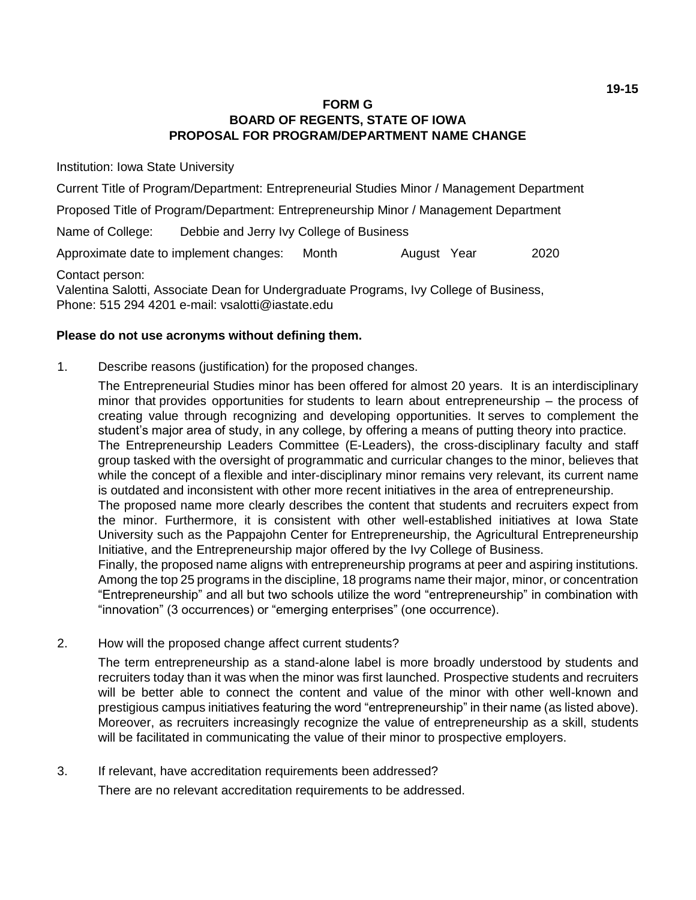19-15

**FORM G**
**BOARD OF REGENTS, STATE OF IOWA**
**PROPOSAL FOR PROGRAM/DEPARTMENT NAME CHANGE**

Institution: Iowa State University

Current Title of Program/Department: Entrepreneurial Studies Minor / Management Department

Proposed Title of Program/Department: Entrepreneurship Minor / Management Department

Name of College: Debbie and Jerry Ivy College of Business

Approximate date to implement changes: Month August Year 2020

Contact person:
Valentina Salotti, Associate Dean for Undergraduate Programs, Ivy College of Business,
Phone: 515 294 4201 e-mail: vsalotti@iastate.edu

**Please do not use acronyms without defining them.**

1. Describe reasons (justification) for the proposed changes.

   The Entrepreneurial Studies minor has been offered for almost 20 years. It is an interdisciplinary minor that provides opportunities for students to learn about entrepreneurship – the process of creating value through recognizing and developing opportunities. It serves to complement the student's major area of study, in any college, by offering a means of putting theory into practice.
   The Entrepreneurship Leaders Committee (E-Leaders), the cross-disciplinary faculty and staff group tasked with the oversight of programmatic and curricular changes to the minor, believes that while the concept of a flexible and inter-disciplinary minor remains very relevant, its current name is outdated and inconsistent with other more recent initiatives in the area of entrepreneurship.
   The proposed name more clearly describes the content that students and recruiters expect from the minor. Furthermore, it is consistent with other well-established initiatives at Iowa State University such as the Pappajohn Center for Entrepreneurship, the Agricultural Entrepreneurship Initiative, and the Entrepreneurship major offered by the Ivy College of Business.
   Finally, the proposed name aligns with entrepreneurship programs at peer and aspiring institutions. Among the top 25 programs in the discipline, 18 programs name their major, minor, or concentration "Entrepreneurship" and all but two schools utilize the word "entrepreneurship" in combination with "innovation" (3 occurrences) or "emerging enterprises" (one occurrence).

2. How will the proposed change affect current students?

   The term entrepreneurship as a stand-alone label is more broadly understood by students and recruiters today than it was when the minor was first launched. Prospective students and recruiters will be better able to connect the content and value of the minor with other well-known and prestigious campus initiatives featuring the word "entrepreneurship" in their name (as listed above). Moreover, as recruiters increasingly recognize the value of entrepreneurship as a skill, students will be facilitated in communicating the value of their minor to prospective employers.

3. If relevant, have accreditation requirements been addressed?

   There are no relevant accreditation requirements to be addressed.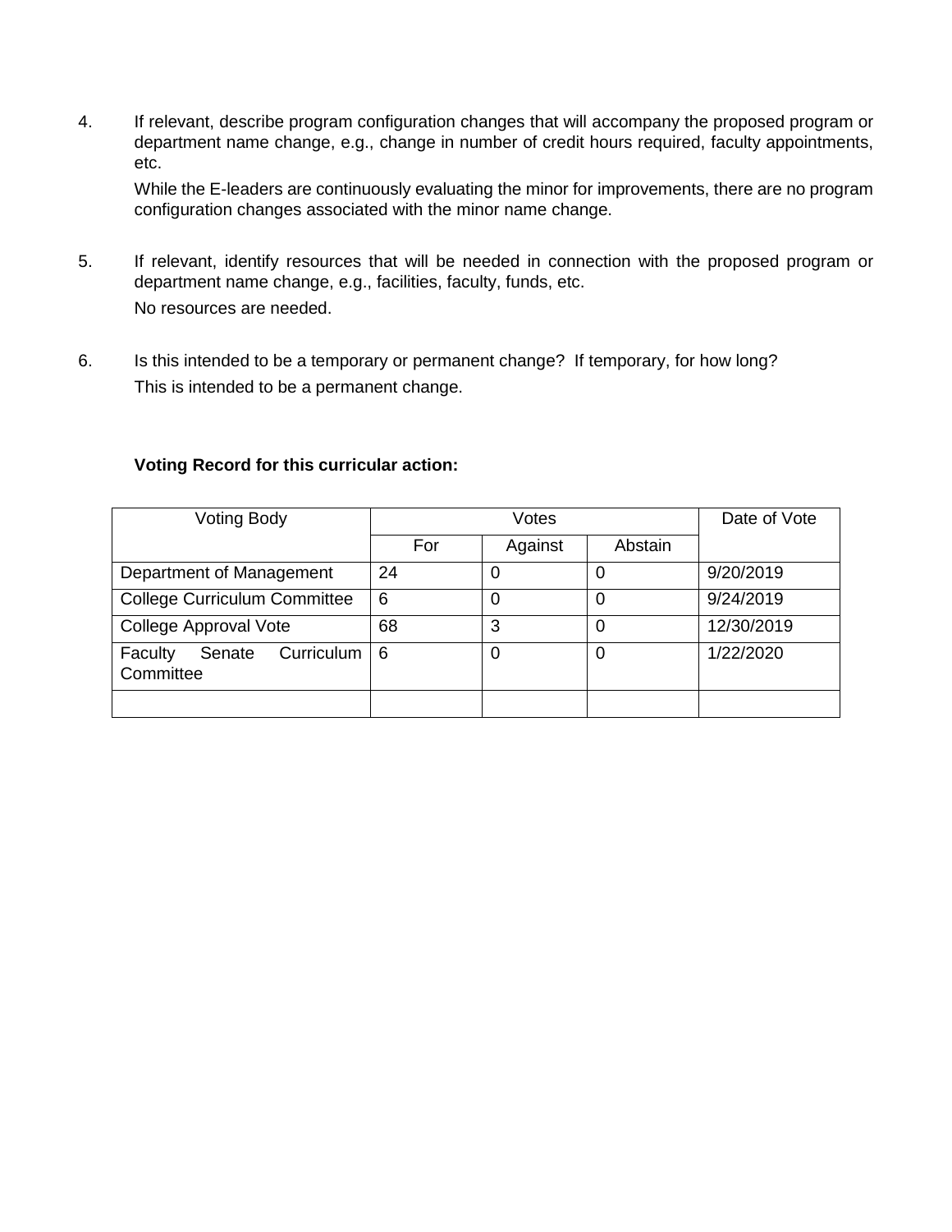4. If relevant, describe program configuration changes that will accompany the proposed program or department name change, e.g., change in number of credit hours required, faculty appointments, etc.

   While the E-leaders are continuously evaluating the minor for improvements, there are no program configuration changes associated with the minor name change.

5. If relevant, identify resources that will be needed in connection with the proposed program or department name change, e.g., facilities, faculty, funds, etc.

   No resources are needed.

6. Is this intended to be a temporary or permanent change? If temporary, for how long?

   This is intended to be a permanent change.

**Voting Record for this curricular action:**

| Voting Body | Votes | | | Date of Vote |
|---|---|---|---|---|
| | For | Against | Abstain | |
| Department of Management | 24 | 0 | 0 | 9/20/2019 |
| College Curriculum Committee | 6 | 0 | 0 | 9/24/2019 |
| College Approval Vote | 68 | 3 | 0 | 12/30/2019 |
| Faculty Senate Curriculum Committee | 6 | 0 | 0 | 1/22/2020 |
| | | | | |